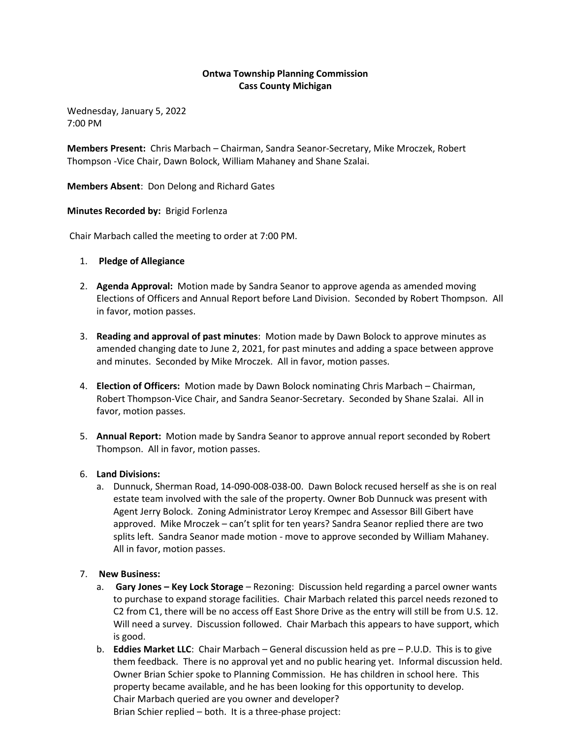**Ontwa Township Planning Commission**
**Cass County Michigan**

Wednesday, January 5, 2022
7:00 PM

**Members Present:** Chris Marbach – Chairman, Sandra Seanor-Secretary, Mike Mroczek, Robert Thompson -Vice Chair, Dawn Bolock, William Mahaney and Shane Szalai.

**Members Absent**: Don Delong and Richard Gates

**Minutes Recorded by:** Brigid Forlenza

Chair Marbach called the meeting to order at 7:00 PM.

1. **Pledge of Allegiance**

2. **Agenda Approval:** Motion made by Sandra Seanor to approve agenda as amended moving Elections of Officers and Annual Report before Land Division. Seconded by Robert Thompson. All in favor, motion passes.

3. **Reading and approval of past minutes**: Motion made by Dawn Bolock to approve minutes as amended changing date to June 2, 2021, for past minutes and adding a space between approve and minutes. Seconded by Mike Mroczek. All in favor, motion passes.

4. **Election of Officers:** Motion made by Dawn Bolock nominating Chris Marbach – Chairman, Robert Thompson-Vice Chair, and Sandra Seanor-Secretary. Seconded by Shane Szalai. All in favor, motion passes.

5. **Annual Report:** Motion made by Sandra Seanor to approve annual report seconded by Robert Thompson. All in favor, motion passes.

6. **Land Divisions:**
   a. Dunnuck, Sherman Road, 14-090-008-038-00. Dawn Bolock recused herself as she is on real estate team involved with the sale of the property. Owner Bob Dunnuck was present with Agent Jerry Bolock. Zoning Administrator Leroy Krempec and Assessor Bill Gibert have approved. Mike Mroczek – can't split for ten years? Sandra Seanor replied there are two splits left. Sandra Seanor made motion - move to approve seconded by William Mahaney. All in favor, motion passes.

7. **New Business:**
   a. **Gary Jones – Key Lock Storage** – Rezoning: Discussion held regarding a parcel owner wants to purchase to expand storage facilities. Chair Marbach related this parcel needs rezoned to C2 from C1, there will be no access off East Shore Drive as the entry will still be from U.S. 12. Will need a survey. Discussion followed. Chair Marbach this appears to have support, which is good.
   b. **Eddies Market LLC**: Chair Marbach – General discussion held as pre – P.U.D. This is to give them feedback. There is no approval yet and no public hearing yet. Informal discussion held. Owner Brian Schier spoke to Planning Commission. He has children in school here. This property became available, and he has been looking for this opportunity to develop.
   Chair Marbach queried are you owner and developer?
   Brian Schier replied – both. It is a three-phase project: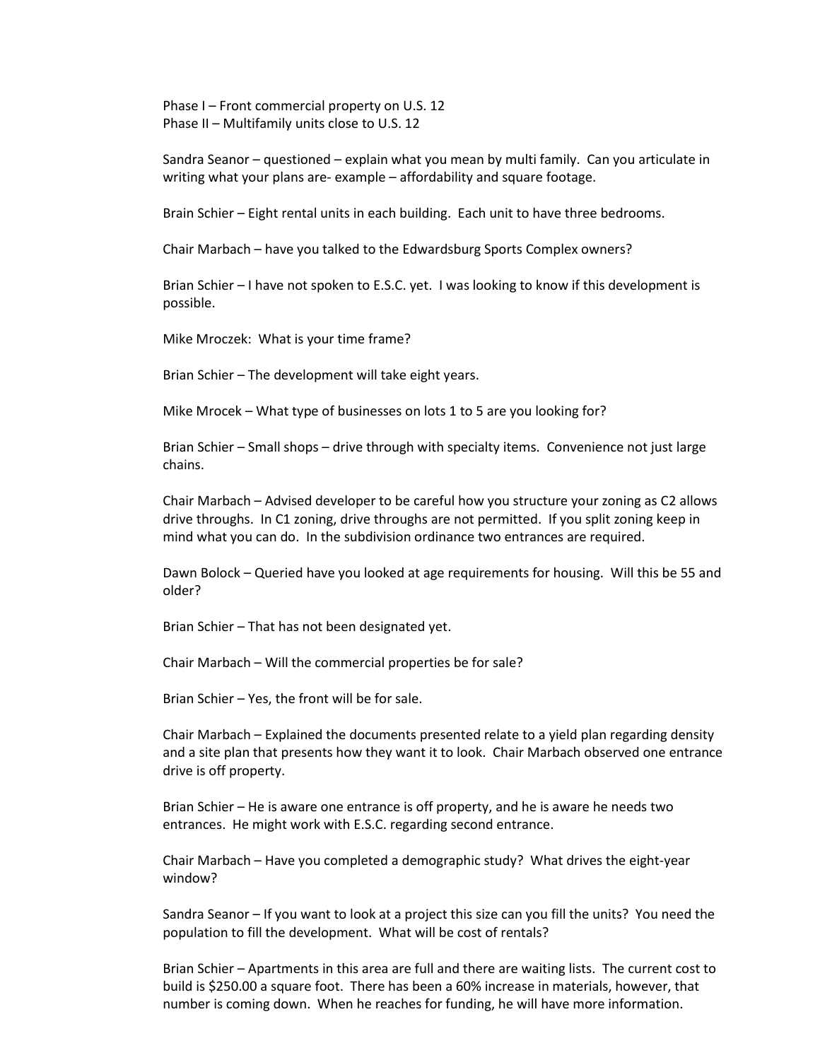Phase I – Front commercial property on U.S. 12
Phase II – Multifamily units close to U.S. 12

Sandra Seanor – questioned – explain what you mean by multi family. Can you articulate in writing what your plans are- example – affordability and square footage.

Brain Schier – Eight rental units in each building. Each unit to have three bedrooms.

Chair Marbach – have you talked to the Edwardsburg Sports Complex owners?

Brian Schier – I have not spoken to E.S.C. yet. I was looking to know if this development is possible.

Mike Mroczek: What is your time frame?

Brian Schier – The development will take eight years.

Mike Mrocek – What type of businesses on lots 1 to 5 are you looking for?

Brian Schier – Small shops – drive through with specialty items. Convenience not just large chains.

Chair Marbach – Advised developer to be careful how you structure your zoning as C2 allows drive throughs. In C1 zoning, drive throughs are not permitted. If you split zoning keep in mind what you can do. In the subdivision ordinance two entrances are required.

Dawn Bolock – Queried have you looked at age requirements for housing. Will this be 55 and older?

Brian Schier – That has not been designated yet.

Chair Marbach – Will the commercial properties be for sale?

Brian Schier – Yes, the front will be for sale.

Chair Marbach – Explained the documents presented relate to a yield plan regarding density and a site plan that presents how they want it to look. Chair Marbach observed one entrance drive is off property.

Brian Schier – He is aware one entrance is off property, and he is aware he needs two entrances. He might work with E.S.C. regarding second entrance.

Chair Marbach – Have you completed a demographic study? What drives the eight-year window?

Sandra Seanor – If you want to look at a project this size can you fill the units? You need the population to fill the development. What will be cost of rentals?

Brian Schier – Apartments in this area are full and there are waiting lists. The current cost to build is $250.00 a square foot. There has been a 60% increase in materials, however, that number is coming down. When he reaches for funding, he will have more information.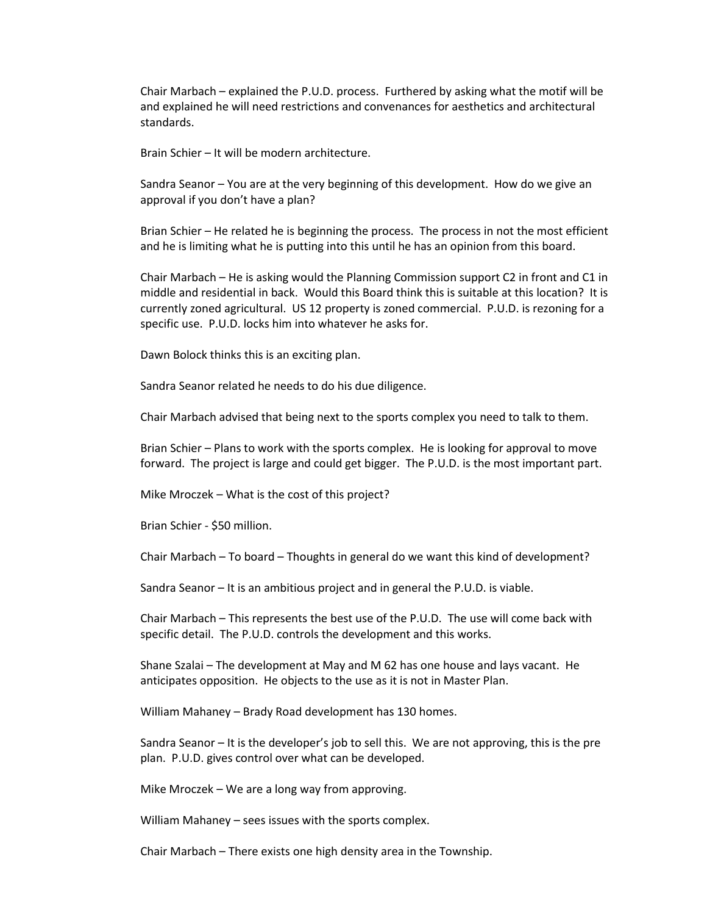Chair Marbach – explained the P.U.D. process. Furthered by asking what the motif will be and explained he will need restrictions and convenances for aesthetics and architectural standards.

Brain Schier – It will be modern architecture.

Sandra Seanor – You are at the very beginning of this development. How do we give an approval if you don't have a plan?

Brian Schier – He related he is beginning the process. The process in not the most efficient and he is limiting what he is putting into this until he has an opinion from this board.

Chair Marbach – He is asking would the Planning Commission support C2 in front and C1 in middle and residential in back. Would this Board think this is suitable at this location? It is currently zoned agricultural. US 12 property is zoned commercial. P.U.D. is rezoning for a specific use. P.U.D. locks him into whatever he asks for.

Dawn Bolock thinks this is an exciting plan.

Sandra Seanor related he needs to do his due diligence.

Chair Marbach advised that being next to the sports complex you need to talk to them.

Brian Schier – Plans to work with the sports complex. He is looking for approval to move forward. The project is large and could get bigger. The P.U.D. is the most important part.

Mike Mroczek – What is the cost of this project?

Brian Schier - $50 million.

Chair Marbach – To board – Thoughts in general do we want this kind of development?

Sandra Seanor – It is an ambitious project and in general the P.U.D. is viable.

Chair Marbach – This represents the best use of the P.U.D. The use will come back with specific detail. The P.U.D. controls the development and this works.

Shane Szalai – The development at May and M 62 has one house and lays vacant. He anticipates opposition. He objects to the use as it is not in Master Plan.

William Mahaney – Brady Road development has 130 homes.

Sandra Seanor – It is the developer's job to sell this. We are not approving, this is the pre plan. P.U.D. gives control over what can be developed.

Mike Mroczek – We are a long way from approving.

William Mahaney – sees issues with the sports complex.

Chair Marbach – There exists one high density area in the Township.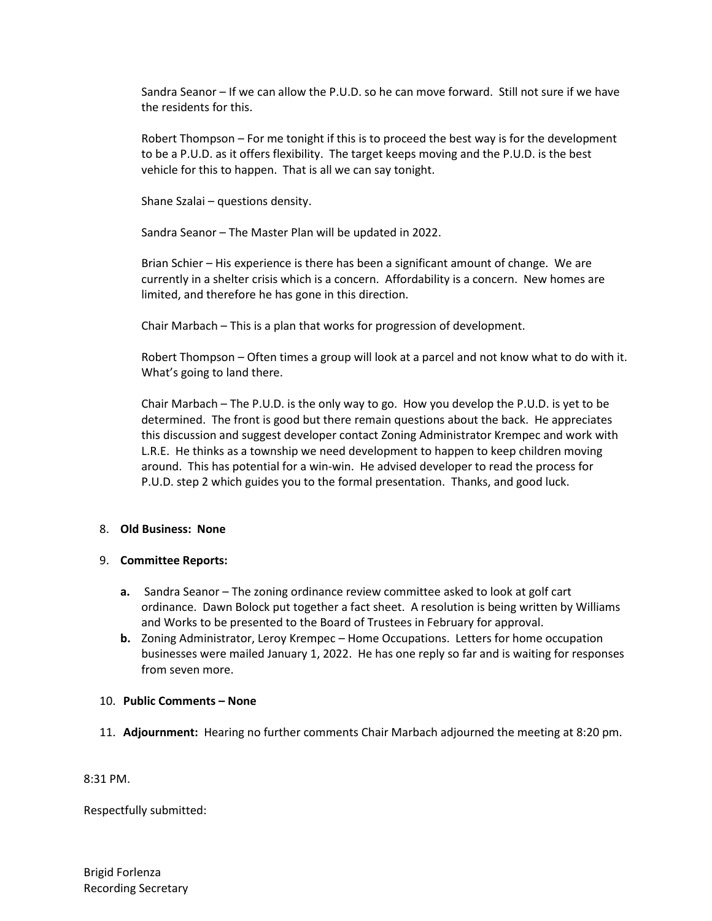Sandra Seanor – If we can allow the P.U.D. so he can move forward. Still not sure if we have the residents for this.

Robert Thompson – For me tonight if this is to proceed the best way is for the development to be a P.U.D. as it offers flexibility. The target keeps moving and the P.U.D. is the best vehicle for this to happen. That is all we can say tonight.

Shane Szalai – questions density.

Sandra Seanor – The Master Plan will be updated in 2022.

Brian Schier – His experience is there has been a significant amount of change. We are currently in a shelter crisis which is a concern. Affordability is a concern. New homes are limited, and therefore he has gone in this direction.

Chair Marbach – This is a plan that works for progression of development.

Robert Thompson – Often times a group will look at a parcel and not know what to do with it. What's going to land there.

Chair Marbach – The P.U.D. is the only way to go. How you develop the P.U.D. is yet to be determined. The front is good but there remain questions about the back. He appreciates this discussion and suggest developer contact Zoning Administrator Krempec and work with L.R.E. He thinks as a township we need development to happen to keep children moving around. This has potential for a win-win. He advised developer to read the process for P.U.D. step 2 which guides you to the formal presentation. Thanks, and good luck.

8. **Old Business: None**

9. **Committee Reports:**

   **a.** Sandra Seanor – The zoning ordinance review committee asked to look at golf cart ordinance. Dawn Bolock put together a fact sheet. A resolution is being written by Williams and Works to be presented to the Board of Trustees in February for approval.

   **b.** Zoning Administrator, Leroy Krempec – Home Occupations. Letters for home occupation businesses were mailed January 1, 2022. He has one reply so far and is waiting for responses from seven more.

10. **Public Comments – None**

11. **Adjournment:** Hearing no further comments Chair Marbach adjourned the meeting at 8:20 pm.

8:31 PM.

Respectfully submitted:

Brigid Forlenza
Recording Secretary